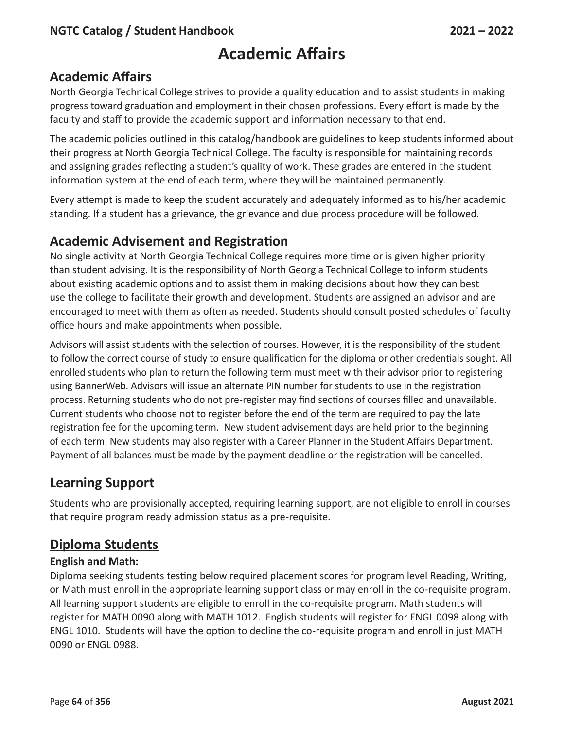# Academic Affairs

## Academic Affairs

North Georgia Technical College strives to provide a quality education and to assist students in making progress toward graduation and employment in their chosen professions. Every effort is made by the faculty and staff to provide the academic support and information necessary to that end.

The academic policies outlined in this catalog/handbook are guidelines to keep students informed about their progress at North Georgia Technical College. The faculty is responsible for maintaining records and assigning grades reflecting a student's quality of work. These grades are entered in the student information system at the end of each term, where they will be maintained permanently.

Every attempt is made to keep the student accurately and adequately informed as to his/her academic standing. If a student has a grievance, the grievance and due process procedure will be followed.

## Academic Advisement and Registration

No single activity at North Georgia Technical College requires more time or is given higher priority than student advising. It is the responsibility of North Georgia Technical College to inform students about existing academic options and to assist them in making decisions about how they can best use the college to facilitate their growth and development. Students are assigned an advisor and are encouraged to meet with them as often as needed. Students should consult posted schedules of faculty office hours and make appointments when possible.

Advisors will assist students with the selection of courses. However, it is the responsibility of the student to follow the correct course of study to ensure qualification for the diploma or other credentials sought. All enrolled students who plan to return the following term must meet with their advisor prior to registering using BannerWeb. Advisors will issue an alternate PIN number for students to use in the registration process. Returning students who do not pre-register may find sections of courses filled and unavailable. Current students who choose not to register before the end of the term are required to pay the late registration fee for the upcoming term. New student advisement days are held prior to the beginning of each term. New students may also register with a Career Planner in the Student Affairs Department. Payment of all balances must be made by the payment deadline or the registration will be cancelled.

## Learning Support

Students who are provisionally accepted, requiring learning support, are not eligible to enroll in courses that require program ready admission status as a pre-requisite.

## Diploma Students

### English and Math:

Diploma seeking students testing below required placement scores for program level Reading, Writing, or Math must enroll in the appropriate learning support class or may enroll in the co-requisite program. All learning support students are eligible to enroll in the co-requisite program. Math students will register for MATH 0090 along with MATH 1012. English students will register for ENGL 0098 along with ENGL 1010. Students will have the option to decline the co-requisite program and enroll in just MATH 0090 or ENGL 0988.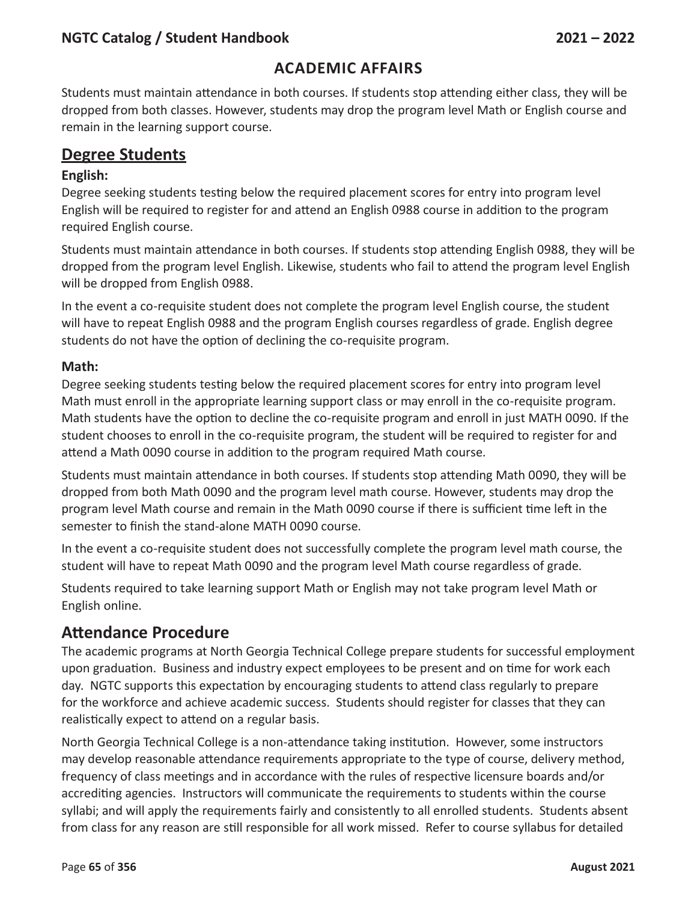## ACADEMIC AFFAIRS

Students must maintain attendance in both courses. If students stop attending either class, they will be dropped from both classes. However, students may drop the program level Math or English course and remain in the learning support course.

## Degree Students

**English:**

Degree seeking students testing below the required placement scores for entry into program level English will be required to register for and attend an English 0988 course in addition to the program required English course.

Students must maintain attendance in both courses. If students stop attending English 0988, they will be dropped from the program level English. Likewise, students who fail to attend the program level English will be dropped from English 0988.

In the event a co-requisite student does not complete the program level English course, the student will have to repeat English 0988 and the program English courses regardless of grade. English degree students do not have the option of declining the co-requisite program.

**Math:**

Degree seeking students testing below the required placement scores for entry into program level Math must enroll in the appropriate learning support class or may enroll in the co-requisite program. Math students have the option to decline the co-requisite program and enroll in just MATH 0090. If the student chooses to enroll in the co-requisite program, the student will be required to register for and attend a Math 0090 course in addition to the program required Math course.

Students must maintain attendance in both courses. If students stop attending Math 0090, they will be dropped from both Math 0090 and the program level math course. However, students may drop the program level Math course and remain in the Math 0090 course if there is sufficient time left in the semester to finish the stand-alone MATH 0090 course.

In the event a co-requisite student does not successfully complete the program level math course, the student will have to repeat Math 0090 and the program level Math course regardless of grade.

Students required to take learning support Math or English may not take program level Math or English online.

## Attendance Procedure

The academic programs at North Georgia Technical College prepare students for successful employment upon graduation. Business and industry expect employees to be present and on time for work each day. NGTC supports this expectation by encouraging students to attend class regularly to prepare for the workforce and achieve academic success. Students should register for classes that they can realistically expect to attend on a regular basis.

North Georgia Technical College is a non-attendance taking institution. However, some instructors may develop reasonable attendance requirements appropriate to the type of course, delivery method, frequency of class meetings and in accordance with the rules of respective licensure boards and/or accrediting agencies. Instructors will communicate the requirements to students within the course syllabi; and will apply the requirements fairly and consistently to all enrolled students. Students absent from class for any reason are still responsible for all work missed. Refer to course syllabus for detailed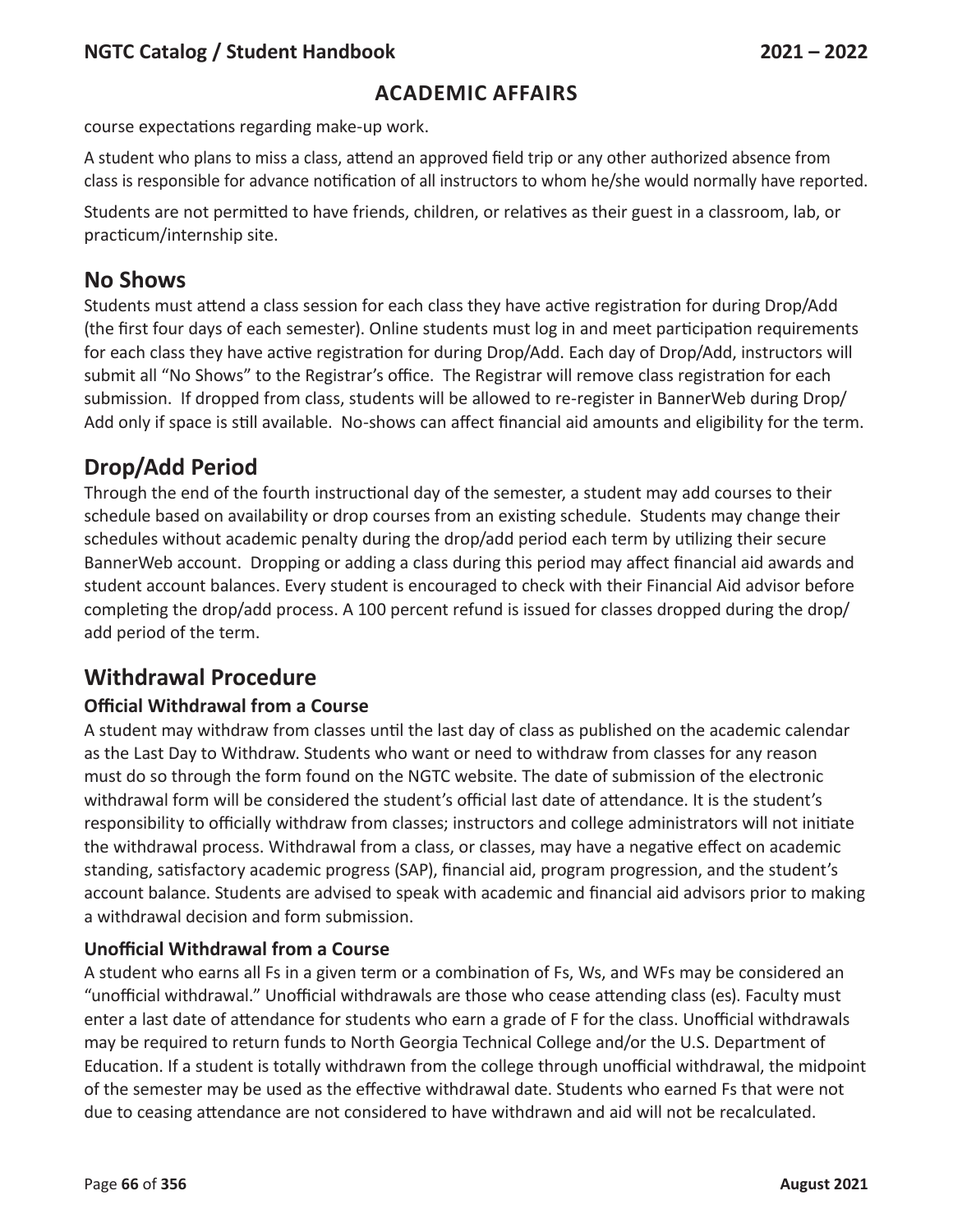## ACADEMIC AFFAIRS

course expectations regarding make-up work.

A student who plans to miss a class, attend an approved field trip or any other authorized absence from class is responsible for advance notification of all instructors to whom he/she would normally have reported.

Students are not permitted to have friends, children, or relatives as their guest in a classroom, lab, or practicum/internship site.

## No Shows

Students must attend a class session for each class they have active registration for during Drop/Add (the first four days of each semester). Online students must log in and meet participation requirements for each class they have active registration for during Drop/Add. Each day of Drop/Add, instructors will submit all "No Shows" to the Registrar's office. The Registrar will remove class registration for each submission. If dropped from class, students will be allowed to re-register in BannerWeb during Drop/Add only if space is still available. No-shows can affect financial aid amounts and eligibility for the term.

## Drop/Add Period

Through the end of the fourth instructional day of the semester, a student may add courses to their schedule based on availability or drop courses from an existing schedule. Students may change their schedules without academic penalty during the drop/add period each term by utilizing their secure BannerWeb account. Dropping or adding a class during this period may affect financial aid awards and student account balances. Every student is encouraged to check with their Financial Aid advisor before completing the drop/add process. A 100 percent refund is issued for classes dropped during the drop/add period of the term.

## Withdrawal Procedure

### Official Withdrawal from a Course

A student may withdraw from classes until the last day of class as published on the academic calendar as the Last Day to Withdraw. Students who want or need to withdraw from classes for any reason must do so through the form found on the NGTC website. The date of submission of the electronic withdrawal form will be considered the student's official last date of attendance. It is the student's responsibility to officially withdraw from classes; instructors and college administrators will not initiate the withdrawal process. Withdrawal from a class, or classes, may have a negative effect on academic standing, satisfactory academic progress (SAP), financial aid, program progression, and the student's account balance. Students are advised to speak with academic and financial aid advisors prior to making a withdrawal decision and form submission.

### Unofficial Withdrawal from a Course

A student who earns all Fs in a given term or a combination of Fs, Ws, and WFs may be considered an "unofficial withdrawal." Unofficial withdrawals are those who cease attending class (es). Faculty must enter a last date of attendance for students who earn a grade of F for the class. Unofficial withdrawals may be required to return funds to North Georgia Technical College and/or the U.S. Department of Education. If a student is totally withdrawn from the college through unofficial withdrawal, the midpoint of the semester may be used as the effective withdrawal date. Students who earned Fs that were not due to ceasing attendance are not considered to have withdrawn and aid will not be recalculated.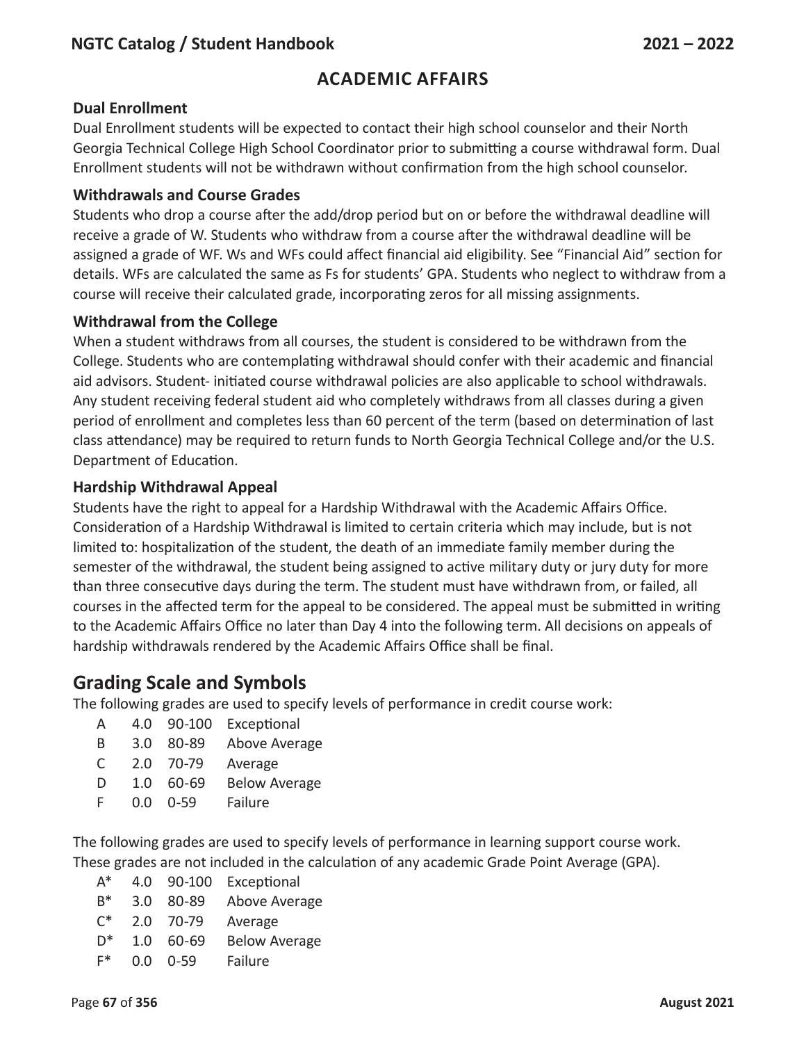## ACADEMIC AFFAIRS

### Dual Enrollment

Dual Enrollment students will be expected to contact their high school counselor and their North Georgia Technical College High School Coordinator prior to submitting a course withdrawal form. Dual Enrollment students will not be withdrawn without confirmation from the high school counselor.

### Withdrawals and Course Grades

Students who drop a course after the add/drop period but on or before the withdrawal deadline will receive a grade of W. Students who withdraw from a course after the withdrawal deadline will be assigned a grade of WF. Ws and WFs could affect financial aid eligibility. See "Financial Aid" section for details. WFs are calculated the same as Fs for students' GPA. Students who neglect to withdraw from a course will receive their calculated grade, incorporating zeros for all missing assignments.

### Withdrawal from the College

When a student withdraws from all courses, the student is considered to be withdrawn from the College. Students who are contemplating withdrawal should confer with their academic and financial aid advisors. Student- initiated course withdrawal policies are also applicable to school withdrawals. Any student receiving federal student aid who completely withdraws from all classes during a given period of enrollment and completes less than 60 percent of the term (based on determination of last class attendance) may be required to return funds to North Georgia Technical College and/or the U.S. Department of Education.

### Hardship Withdrawal Appeal

Students have the right to appeal for a Hardship Withdrawal with the Academic Affairs Office. Consideration of a Hardship Withdrawal is limited to certain criteria which may include, but is not limited to: hospitalization of the student, the death of an immediate family member during the semester of the withdrawal, the student being assigned to active military duty or jury duty for more than three consecutive days during the term. The student must have withdrawn from, or failed, all courses in the affected term for the appeal to be considered. The appeal must be submitted in writing to the Academic Affairs Office no later than Day 4 into the following term. All decisions on appeals of hardship withdrawals rendered by the Academic Affairs Office shall be final.

## Grading Scale and Symbols

The following grades are used to specify levels of performance in credit course work:

| Grade | Points | Range | Description |
|---|---|---|---|
| A | 4.0 | 90-100 | Exceptional |
| B | 3.0 | 80-89 | Above Average |
| C | 2.0 | 70-79 | Average |
| D | 1.0 | 60-69 | Below Average |
| F | 0.0 | 0-59 | Failure |

The following grades are used to specify levels of performance in learning support course work. These grades are not included in the calculation of any academic Grade Point Average (GPA).

| Grade | Points | Range | Description |
|---|---|---|---|
| A* | 4.0 | 90-100 | Exceptional |
| B* | 3.0 | 80-89 | Above Average |
| C* | 2.0 | 70-79 | Average |
| D* | 1.0 | 60-69 | Below Average |
| F* | 0.0 | 0-59 | Failure |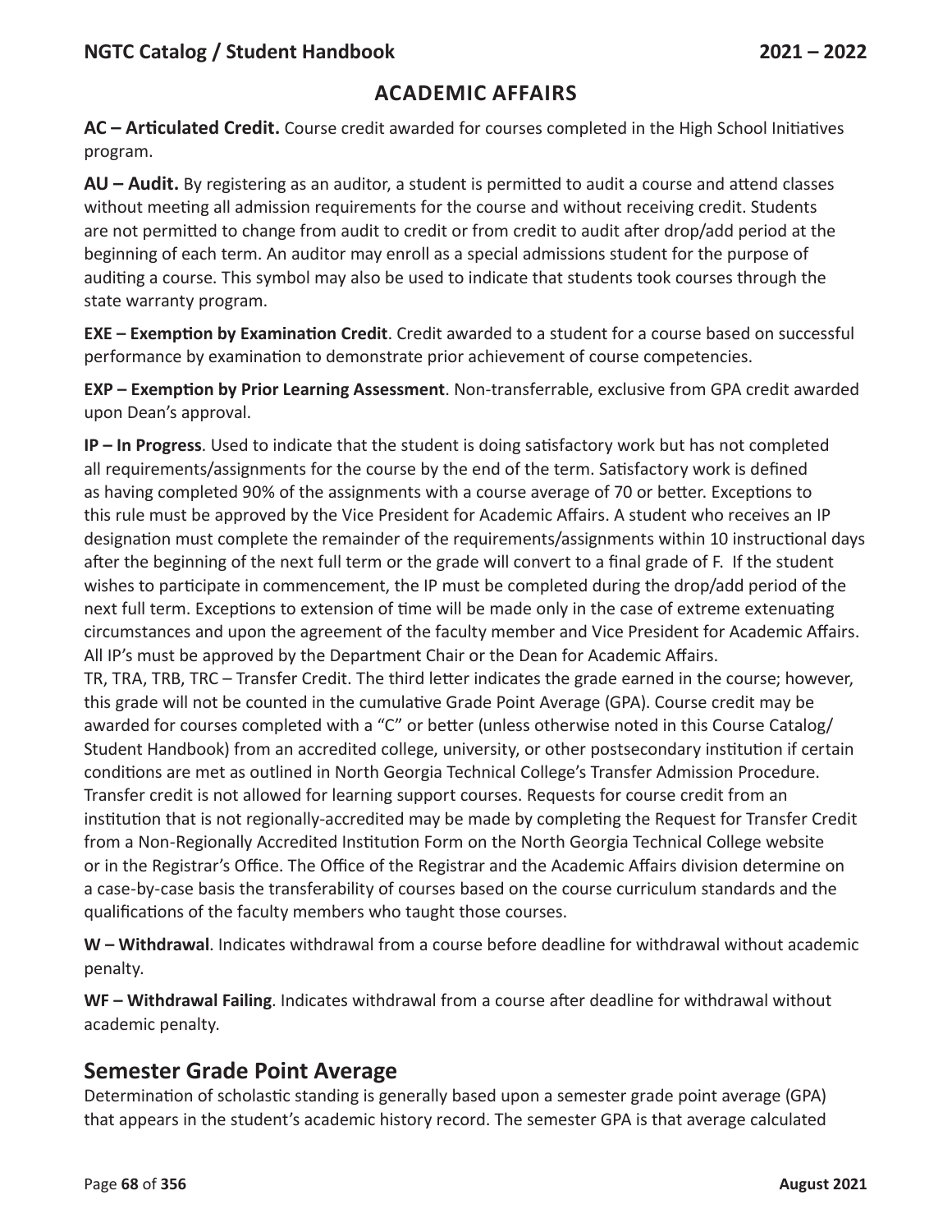## ACADEMIC AFFAIRS

**AC – Articulated Credit.** Course credit awarded for courses completed in the High School Initiatives program.

**AU – Audit.** By registering as an auditor, a student is permitted to audit a course and attend classes without meeting all admission requirements for the course and without receiving credit. Students are not permitted to change from audit to credit or from credit to audit after drop/add period at the beginning of each term. An auditor may enroll as a special admissions student for the purpose of auditing a course. This symbol may also be used to indicate that students took courses through the state warranty program.

**EXE – Exemption by Examination Credit**. Credit awarded to a student for a course based on successful performance by examination to demonstrate prior achievement of course competencies.

**EXP – Exemption by Prior Learning Assessment**. Non-transferrable, exclusive from GPA credit awarded upon Dean's approval.

**IP – In Progress**. Used to indicate that the student is doing satisfactory work but has not completed all requirements/assignments for the course by the end of the term. Satisfactory work is defined as having completed 90% of the assignments with a course average of 70 or better. Exceptions to this rule must be approved by the Vice President for Academic Affairs. A student who receives an IP designation must complete the remainder of the requirements/assignments within 10 instructional days after the beginning of the next full term or the grade will convert to a final grade of F. If the student wishes to participate in commencement, the IP must be completed during the drop/add period of the next full term. Exceptions to extension of time will be made only in the case of extreme extenuating circumstances and upon the agreement of the faculty member and Vice President for Academic Affairs. All IP's must be approved by the Department Chair or the Dean for Academic Affairs.

TR, TRA, TRB, TRC – Transfer Credit. The third letter indicates the grade earned in the course; however, this grade will not be counted in the cumulative Grade Point Average (GPA). Course credit may be awarded for courses completed with a "C" or better (unless otherwise noted in this Course Catalog/ Student Handbook) from an accredited college, university, or other postsecondary institution if certain conditions are met as outlined in North Georgia Technical College's Transfer Admission Procedure. Transfer credit is not allowed for learning support courses. Requests for course credit from an institution that is not regionally-accredited may be made by completing the Request for Transfer Credit from a Non-Regionally Accredited Institution Form on the North Georgia Technical College website or in the Registrar's Office. The Office of the Registrar and the Academic Affairs division determine on a case-by-case basis the transferability of courses based on the course curriculum standards and the qualifications of the faculty members who taught those courses.

**W – Withdrawal**. Indicates withdrawal from a course before deadline for withdrawal without academic penalty.

**WF – Withdrawal Failing**. Indicates withdrawal from a course after deadline for withdrawal without academic penalty.

## Semester Grade Point Average

Determination of scholastic standing is generally based upon a semester grade point average (GPA) that appears in the student's academic history record. The semester GPA is that average calculated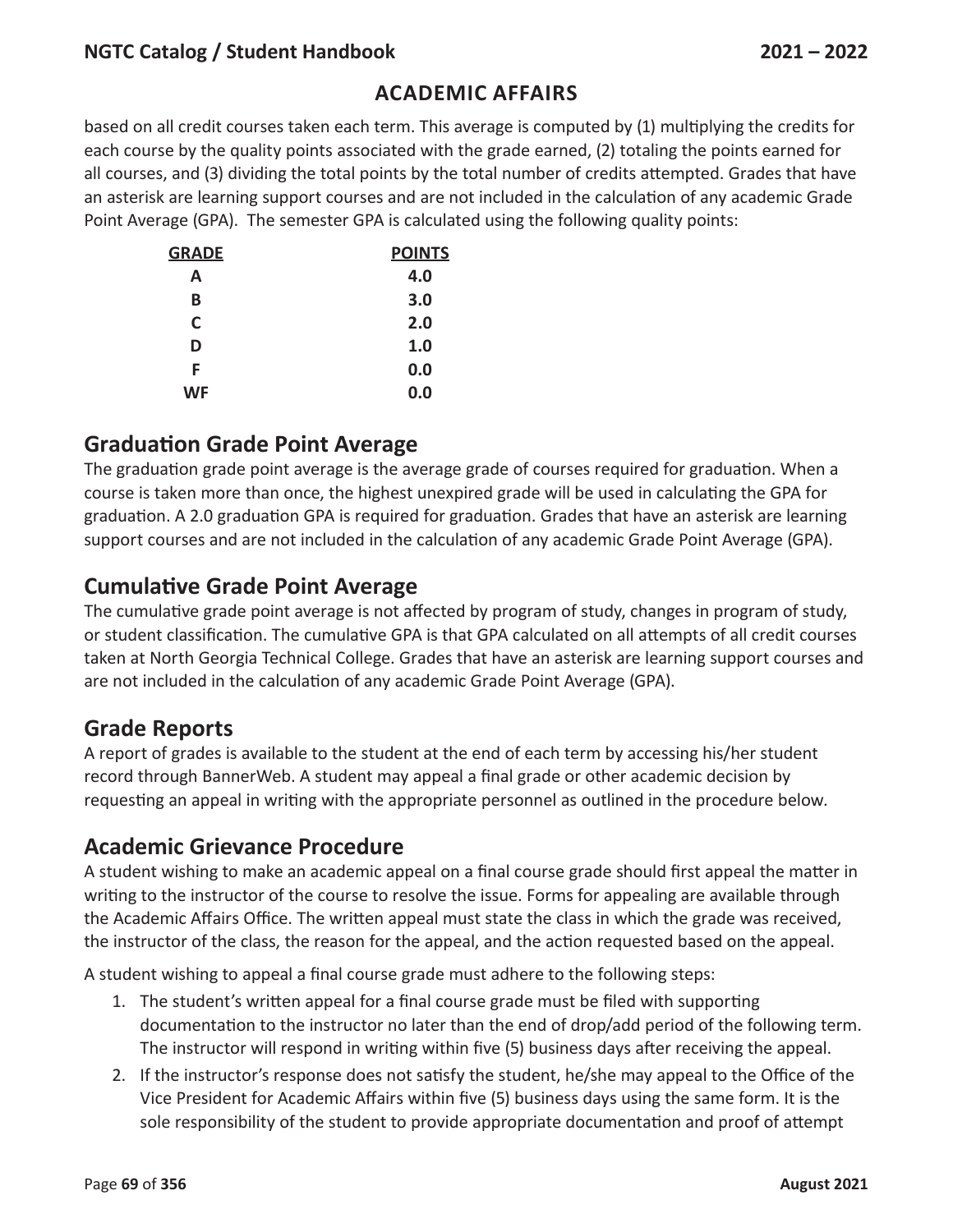## ACADEMIC AFFAIRS

based on all credit courses taken each term. This average is computed by (1) multiplying the credits for each course by the quality points associated with the grade earned, (2) totaling the points earned for all courses, and (3) dividing the total points by the total number of credits attempted. Grades that have an asterisk are learning support courses and are not included in the calculation of any academic Grade Point Average (GPA). The semester GPA is calculated using the following quality points:

| GRADE | POINTS |
|---|---|
| A | 4.0 |
| B | 3.0 |
| C | 2.0 |
| D | 1.0 |
| F | 0.0 |
| WF | 0.0 |

## Graduation Grade Point Average

The graduation grade point average is the average grade of courses required for graduation. When a course is taken more than once, the highest unexpired grade will be used in calculating the GPA for graduation. A 2.0 graduation GPA is required for graduation. Grades that have an asterisk are learning support courses and are not included in the calculation of any academic Grade Point Average (GPA).

## Cumulative Grade Point Average

The cumulative grade point average is not affected by program of study, changes in program of study, or student classification. The cumulative GPA is that GPA calculated on all attempts of all credit courses taken at North Georgia Technical College. Grades that have an asterisk are learning support courses and are not included in the calculation of any academic Grade Point Average (GPA).

## Grade Reports

A report of grades is available to the student at the end of each term by accessing his/her student record through BannerWeb. A student may appeal a final grade or other academic decision by requesting an appeal in writing with the appropriate personnel as outlined in the procedure below.

## Academic Grievance Procedure

A student wishing to make an academic appeal on a final course grade should first appeal the matter in writing to the instructor of the course to resolve the issue. Forms for appealing are available through the Academic Affairs Office. The written appeal must state the class in which the grade was received, the instructor of the class, the reason for the appeal, and the action requested based on the appeal.

A student wishing to appeal a final course grade must adhere to the following steps:

1. The student's written appeal for a final course grade must be filed with supporting documentation to the instructor no later than the end of drop/add period of the following term. The instructor will respond in writing within five (5) business days after receiving the appeal.
2. If the instructor's response does not satisfy the student, he/she may appeal to the Office of the Vice President for Academic Affairs within five (5) business days using the same form. It is the sole responsibility of the student to provide appropriate documentation and proof of attempt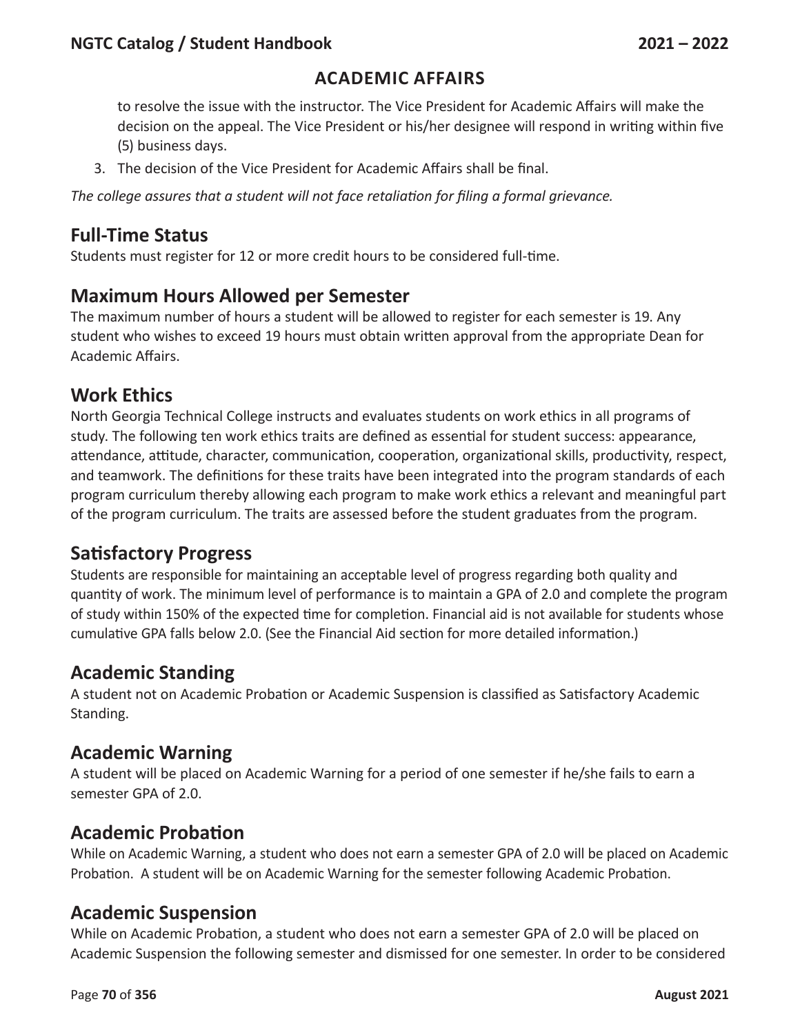to resolve the issue with the instructor. The Vice President for Academic Affairs will make the decision on the appeal. The Vice President or his/her designee will respond in writing within five (5) business days.

3. The decision of the Vice President for Academic Affairs shall be final.

*The college assures that a student will not face retaliation for filing a formal grievance.*

## Full-Time Status

Students must register for 12 or more credit hours to be considered full-time.

## Maximum Hours Allowed per Semester

The maximum number of hours a student will be allowed to register for each semester is 19. Any student who wishes to exceed 19 hours must obtain written approval from the appropriate Dean for Academic Affairs.

## Work Ethics

North Georgia Technical College instructs and evaluates students on work ethics in all programs of study. The following ten work ethics traits are defined as essential for student success: appearance, attendance, attitude, character, communication, cooperation, organizational skills, productivity, respect, and teamwork. The definitions for these traits have been integrated into the program standards of each program curriculum thereby allowing each program to make work ethics a relevant and meaningful part of the program curriculum. The traits are assessed before the student graduates from the program.

## Satisfactory Progress

Students are responsible for maintaining an acceptable level of progress regarding both quality and quantity of work. The minimum level of performance is to maintain a GPA of 2.0 and complete the program of study within 150% of the expected time for completion. Financial aid is not available for students whose cumulative GPA falls below 2.0. (See the Financial Aid section for more detailed information.)

## Academic Standing

A student not on Academic Probation or Academic Suspension is classified as Satisfactory Academic Standing.

## Academic Warning

A student will be placed on Academic Warning for a period of one semester if he/she fails to earn a semester GPA of 2.0.

## Academic Probation

While on Academic Warning, a student who does not earn a semester GPA of 2.0 will be placed on Academic Probation. A student will be on Academic Warning for the semester following Academic Probation.

## Academic Suspension

While on Academic Probation, a student who does not earn a semester GPA of 2.0 will be placed on Academic Suspension the following semester and dismissed for one semester. In order to be considered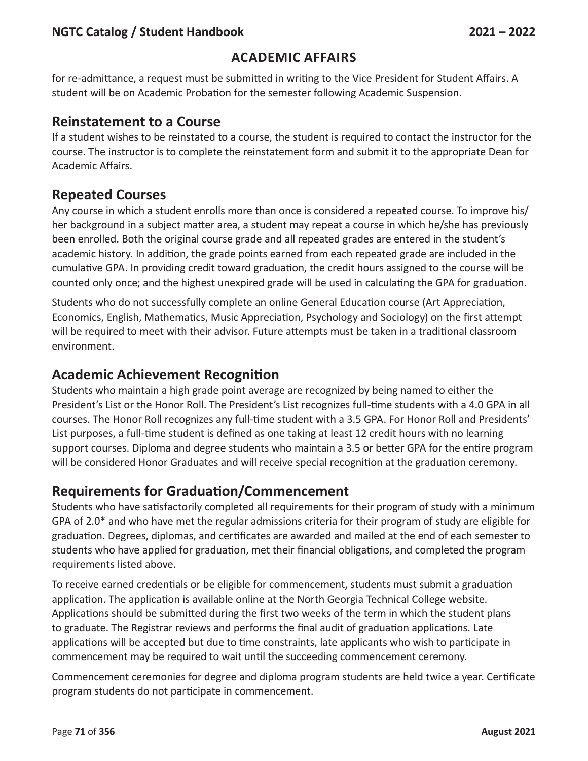## ACADEMIC AFFAIRS

for re-admittance, a request must be submitted in writing to the Vice President for Student Affairs. A student will be on Academic Probation for the semester following Academic Suspension.

## Reinstatement to a Course

If a student wishes to be reinstated to a course, the student is required to contact the instructor for the course. The instructor is to complete the reinstatement form and submit it to the appropriate Dean for Academic Affairs.

## Repeated Courses

Any course in which a student enrolls more than once is considered a repeated course. To improve his/her background in a subject matter area, a student may repeat a course in which he/she has previously been enrolled. Both the original course grade and all repeated grades are entered in the student's academic history. In addition, the grade points earned from each repeated grade are included in the cumulative GPA. In providing credit toward graduation, the credit hours assigned to the course will be counted only once; and the highest unexpired grade will be used in calculating the GPA for graduation.

Students who do not successfully complete an online General Education course (Art Appreciation, Economics, English, Mathematics, Music Appreciation, Psychology and Sociology) on the first attempt will be required to meet with their advisor. Future attempts must be taken in a traditional classroom environment.

## Academic Achievement Recognition

Students who maintain a high grade point average are recognized by being named to either the President's List or the Honor Roll. The President's List recognizes full-time students with a 4.0 GPA in all courses. The Honor Roll recognizes any full-time student with a 3.5 GPA. For Honor Roll and Presidents' List purposes, a full-time student is defined as one taking at least 12 credit hours with no learning support courses. Diploma and degree students who maintain a 3.5 or better GPA for the entire program will be considered Honor Graduates and will receive special recognition at the graduation ceremony.

## Requirements for Graduation/Commencement

Students who have satisfactorily completed all requirements for their program of study with a minimum GPA of 2.0* and who have met the regular admissions criteria for their program of study are eligible for graduation. Degrees, diplomas, and certificates are awarded and mailed at the end of each semester to students who have applied for graduation, met their financial obligations, and completed the program requirements listed above.

To receive earned credentials or be eligible for commencement, students must submit a graduation application. The application is available online at the North Georgia Technical College website. Applications should be submitted during the first two weeks of the term in which the student plans to graduate. The Registrar reviews and performs the final audit of graduation applications. Late applications will be accepted but due to time constraints, late applicants who wish to participate in commencement may be required to wait until the succeeding commencement ceremony.

Commencement ceremonies for degree and diploma program students are held twice a year. Certificate program students do not participate in commencement.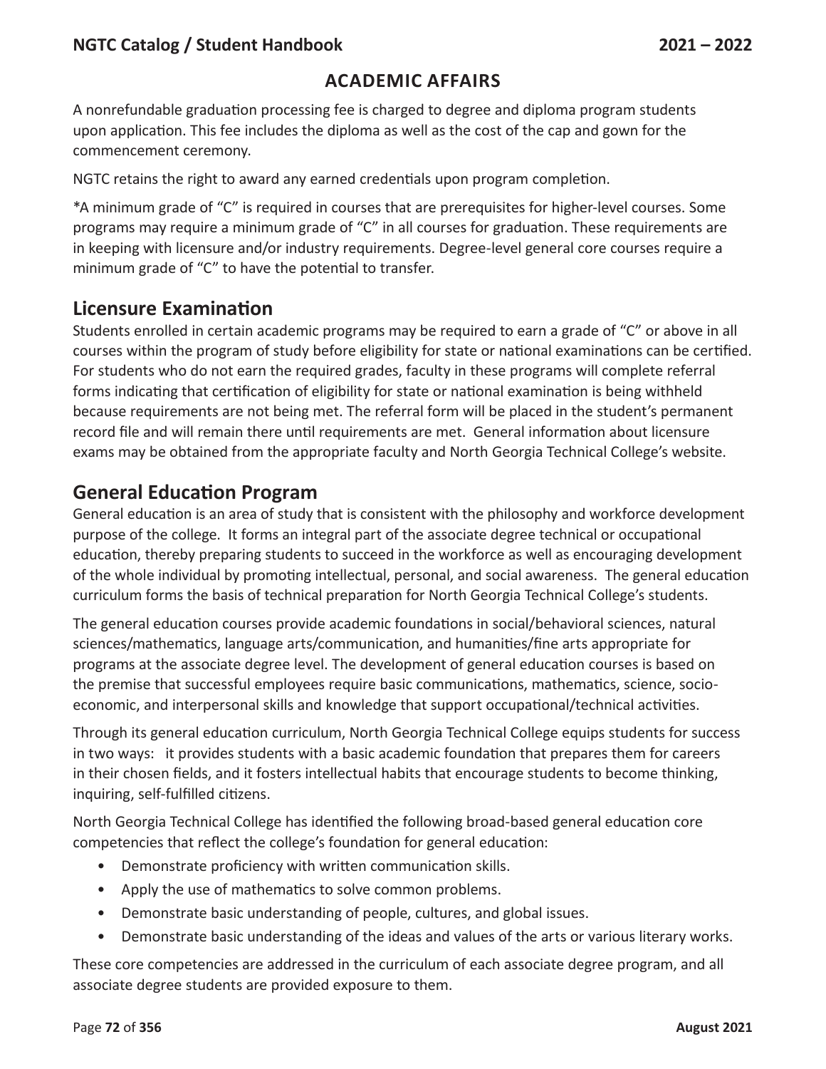## ACADEMIC AFFAIRS

A nonrefundable graduation processing fee is charged to degree and diploma program students upon application. This fee includes the diploma as well as the cost of the cap and gown for the commencement ceremony.

NGTC retains the right to award any earned credentials upon program completion.

*A minimum grade of "C" is required in courses that are prerequisites for higher-level courses. Some programs may require a minimum grade of "C" in all courses for graduation. These requirements are in keeping with licensure and/or industry requirements. Degree-level general core courses require a minimum grade of "C" to have the potential to transfer.

## Licensure Examination

Students enrolled in certain academic programs may be required to earn a grade of "C" or above in all courses within the program of study before eligibility for state or national examinations can be certified. For students who do not earn the required grades, faculty in these programs will complete referral forms indicating that certification of eligibility for state or national examination is being withheld because requirements are not being met. The referral form will be placed in the student's permanent record file and will remain there until requirements are met. General information about licensure exams may be obtained from the appropriate faculty and North Georgia Technical College's website.

## General Education Program

General education is an area of study that is consistent with the philosophy and workforce development purpose of the college. It forms an integral part of the associate degree technical or occupational education, thereby preparing students to succeed in the workforce as well as encouraging development of the whole individual by promoting intellectual, personal, and social awareness. The general education curriculum forms the basis of technical preparation for North Georgia Technical College's students.

The general education courses provide academic foundations in social/behavioral sciences, natural sciences/mathematics, language arts/communication, and humanities/fine arts appropriate for programs at the associate degree level. The development of general education courses is based on the premise that successful employees require basic communications, mathematics, science, socio-economic, and interpersonal skills and knowledge that support occupational/technical activities.

Through its general education curriculum, North Georgia Technical College equips students for success in two ways: it provides students with a basic academic foundation that prepares them for careers in their chosen fields, and it fosters intellectual habits that encourage students to become thinking, inquiring, self-fulfilled citizens.

North Georgia Technical College has identified the following broad-based general education core competencies that reflect the college's foundation for general education:

- Demonstrate proficiency with written communication skills.
- Apply the use of mathematics to solve common problems.
- Demonstrate basic understanding of people, cultures, and global issues.
- Demonstrate basic understanding of the ideas and values of the arts or various literary works.

These core competencies are addressed in the curriculum of each associate degree program, and all associate degree students are provided exposure to them.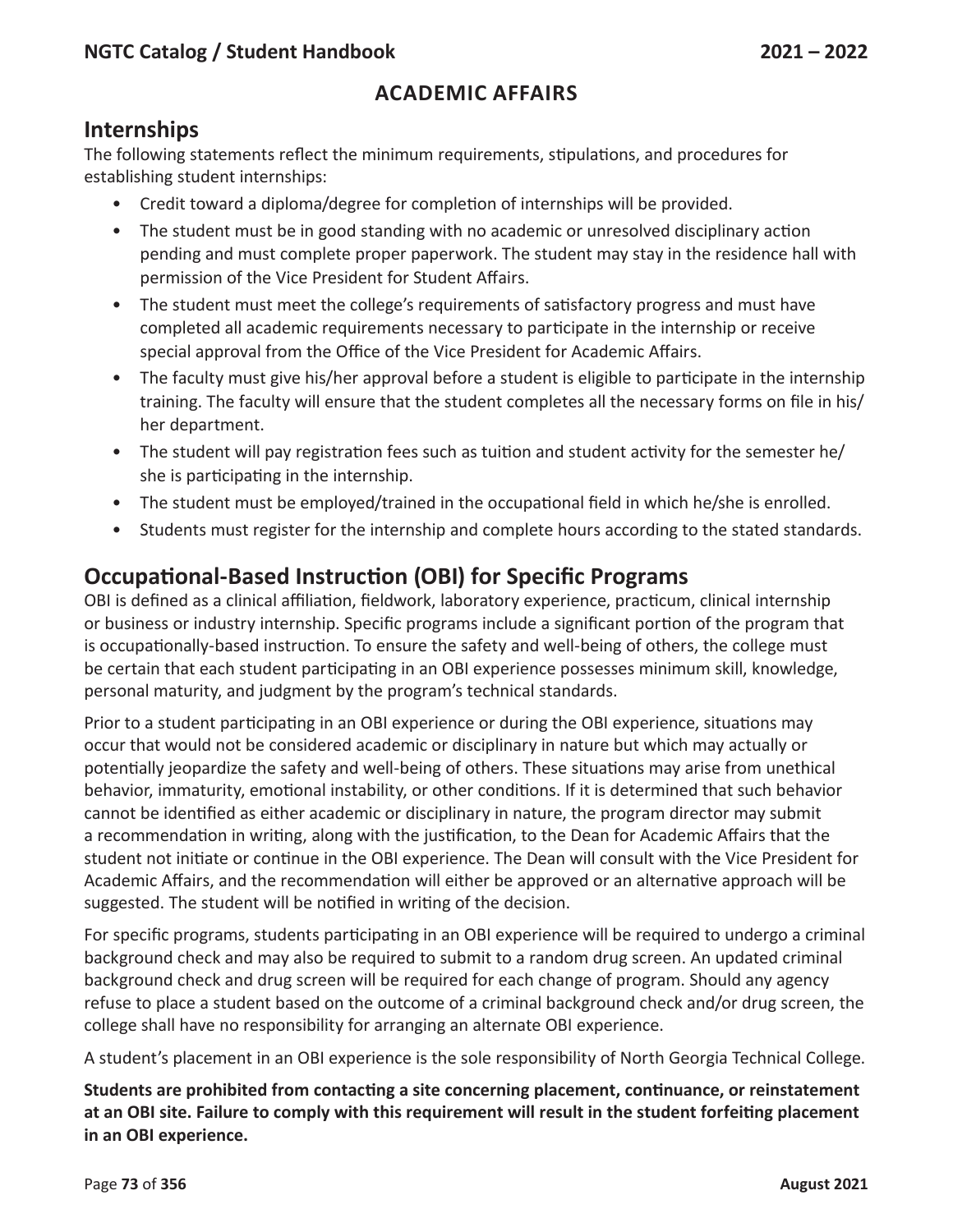## ACADEMIC AFFAIRS

### Internships

The following statements reflect the minimum requirements, stipulations, and procedures for establishing student internships:

- Credit toward a diploma/degree for completion of internships will be provided.
- The student must be in good standing with no academic or unresolved disciplinary action pending and must complete proper paperwork. The student may stay in the residence hall with permission of the Vice President for Student Affairs.
- The student must meet the college's requirements of satisfactory progress and must have completed all academic requirements necessary to participate in the internship or receive special approval from the Office of the Vice President for Academic Affairs.
- The faculty must give his/her approval before a student is eligible to participate in the internship training. The faculty will ensure that the student completes all the necessary forms on file in his/her department.
- The student will pay registration fees such as tuition and student activity for the semester he/she is participating in the internship.
- The student must be employed/trained in the occupational field in which he/she is enrolled.
- Students must register for the internship and complete hours according to the stated standards.

### Occupational-Based Instruction (OBI) for Specific Programs

OBI is defined as a clinical affiliation, fieldwork, laboratory experience, practicum, clinical internship or business or industry internship. Specific programs include a significant portion of the program that is occupationally-based instruction. To ensure the safety and well-being of others, the college must be certain that each student participating in an OBI experience possesses minimum skill, knowledge, personal maturity, and judgment by the program's technical standards.

Prior to a student participating in an OBI experience or during the OBI experience, situations may occur that would not be considered academic or disciplinary in nature but which may actually or potentially jeopardize the safety and well-being of others. These situations may arise from unethical behavior, immaturity, emotional instability, or other conditions. If it is determined that such behavior cannot be identified as either academic or disciplinary in nature, the program director may submit a recommendation in writing, along with the justification, to the Dean for Academic Affairs that the student not initiate or continue in the OBI experience. The Dean will consult with the Vice President for Academic Affairs, and the recommendation will either be approved or an alternative approach will be suggested. The student will be notified in writing of the decision.

For specific programs, students participating in an OBI experience will be required to undergo a criminal background check and may also be required to submit to a random drug screen. An updated criminal background check and drug screen will be required for each change of program. Should any agency refuse to place a student based on the outcome of a criminal background check and/or drug screen, the college shall have no responsibility for arranging an alternate OBI experience.

A student's placement in an OBI experience is the sole responsibility of North Georgia Technical College.

**Students are prohibited from contacting a site concerning placement, continuance, or reinstatement at an OBI site. Failure to comply with this requirement will result in the student forfeiting placement in an OBI experience.**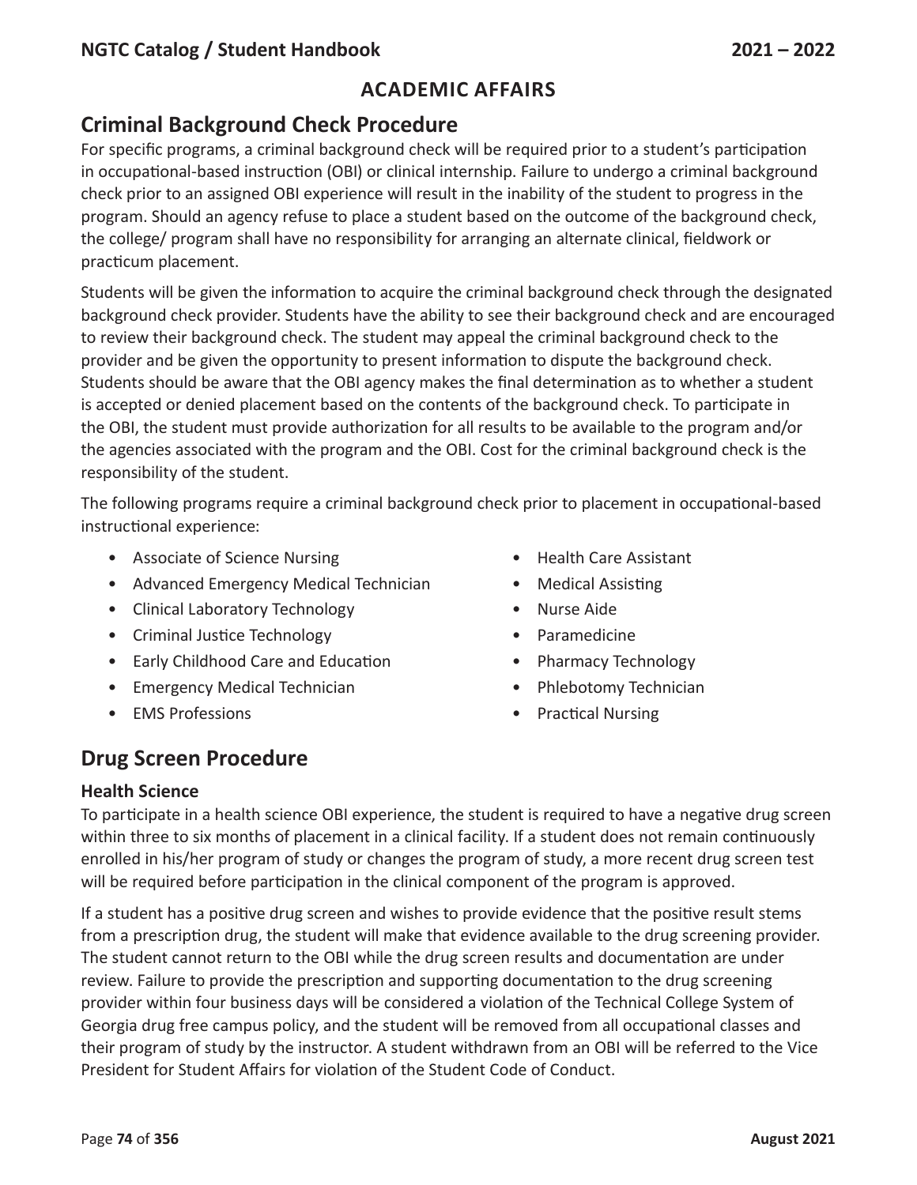## ACADEMIC AFFAIRS

## Criminal Background Check Procedure

For specific programs, a criminal background check will be required prior to a student's participation in occupational-based instruction (OBI) or clinical internship. Failure to undergo a criminal background check prior to an assigned OBI experience will result in the inability of the student to progress in the program. Should an agency refuse to place a student based on the outcome of the background check, the college/ program shall have no responsibility for arranging an alternate clinical, fieldwork or practicum placement.

Students will be given the information to acquire the criminal background check through the designated background check provider. Students have the ability to see their background check and are encouraged to review their background check. The student may appeal the criminal background check to the provider and be given the opportunity to present information to dispute the background check. Students should be aware that the OBI agency makes the final determination as to whether a student is accepted or denied placement based on the contents of the background check. To participate in the OBI, the student must provide authorization for all results to be available to the program and/or the agencies associated with the program and the OBI. Cost for the criminal background check is the responsibility of the student.

The following programs require a criminal background check prior to placement in occupational-based instructional experience:

- Associate of Science Nursing
- Advanced Emergency Medical Technician
- Clinical Laboratory Technology
- Criminal Justice Technology
- Early Childhood Care and Education
- Emergency Medical Technician
- EMS Professions
- Health Care Assistant
- Medical Assisting
- Nurse Aide
- Paramedicine
- Pharmacy Technology
- Phlebotomy Technician
- Practical Nursing

## Drug Screen Procedure

### Health Science

To participate in a health science OBI experience, the student is required to have a negative drug screen within three to six months of placement in a clinical facility. If a student does not remain continuously enrolled in his/her program of study or changes the program of study, a more recent drug screen test will be required before participation in the clinical component of the program is approved.

If a student has a positive drug screen and wishes to provide evidence that the positive result stems from a prescription drug, the student will make that evidence available to the drug screening provider. The student cannot return to the OBI while the drug screen results and documentation are under review. Failure to provide the prescription and supporting documentation to the drug screening provider within four business days will be considered a violation of the Technical College System of Georgia drug free campus policy, and the student will be removed from all occupational classes and their program of study by the instructor. A student withdrawn from an OBI will be referred to the Vice President for Student Affairs for violation of the Student Code of Conduct.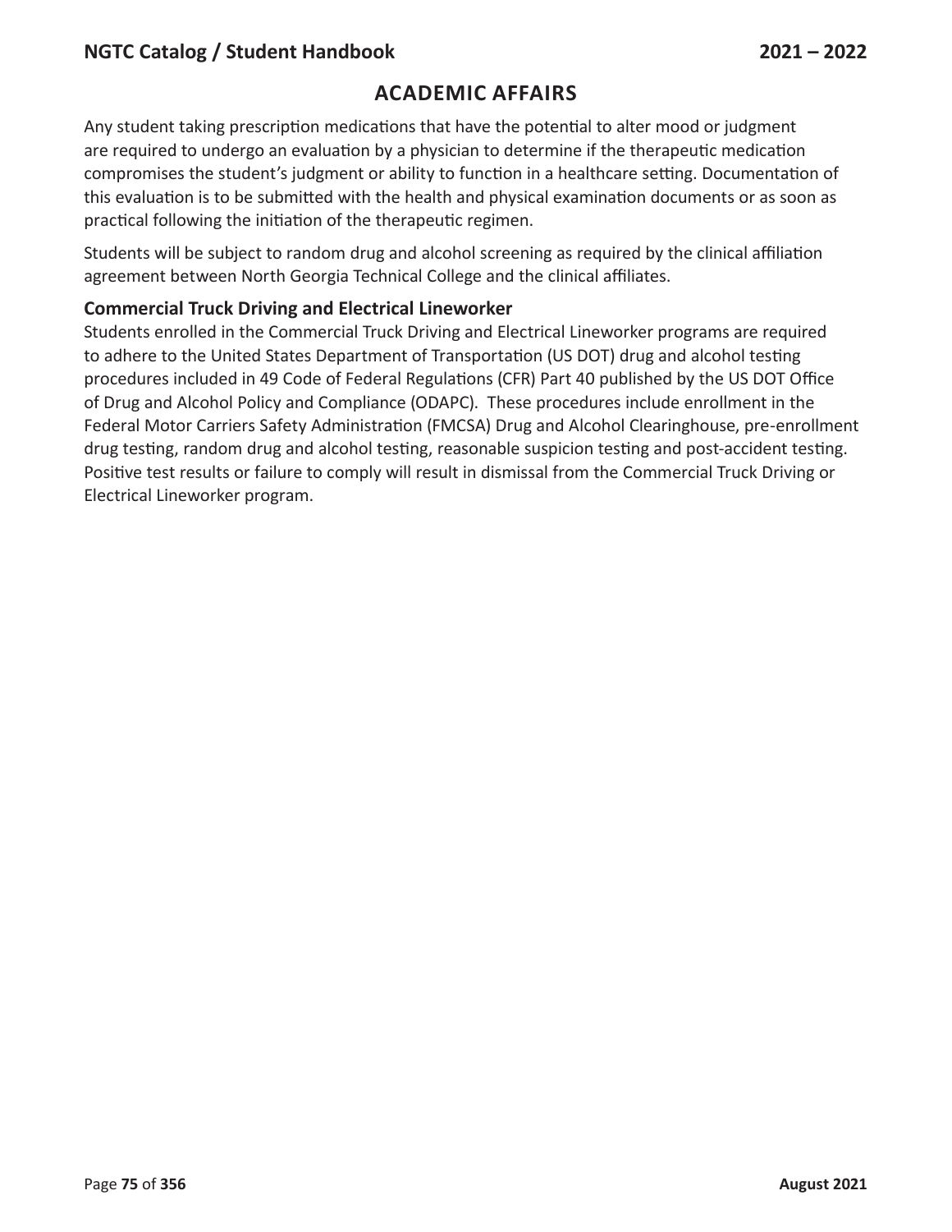## ACADEMIC AFFAIRS

Any student taking prescription medications that have the potential to alter mood or judgment are required to undergo an evaluation by a physician to determine if the therapeutic medication compromises the student's judgment or ability to function in a healthcare setting. Documentation of this evaluation is to be submitted with the health and physical examination documents or as soon as practical following the initiation of the therapeutic regimen.

Students will be subject to random drug and alcohol screening as required by the clinical affiliation agreement between North Georgia Technical College and the clinical affiliates.

### Commercial Truck Driving and Electrical Lineworker

Students enrolled in the Commercial Truck Driving and Electrical Lineworker programs are required to adhere to the United States Department of Transportation (US DOT) drug and alcohol testing procedures included in 49 Code of Federal Regulations (CFR) Part 40 published by the US DOT Office of Drug and Alcohol Policy and Compliance (ODAPC). These procedures include enrollment in the Federal Motor Carriers Safety Administration (FMCSA) Drug and Alcohol Clearinghouse, pre-enrollment drug testing, random drug and alcohol testing, reasonable suspicion testing and post-accident testing. Positive test results or failure to comply will result in dismissal from the Commercial Truck Driving or Electrical Lineworker program.